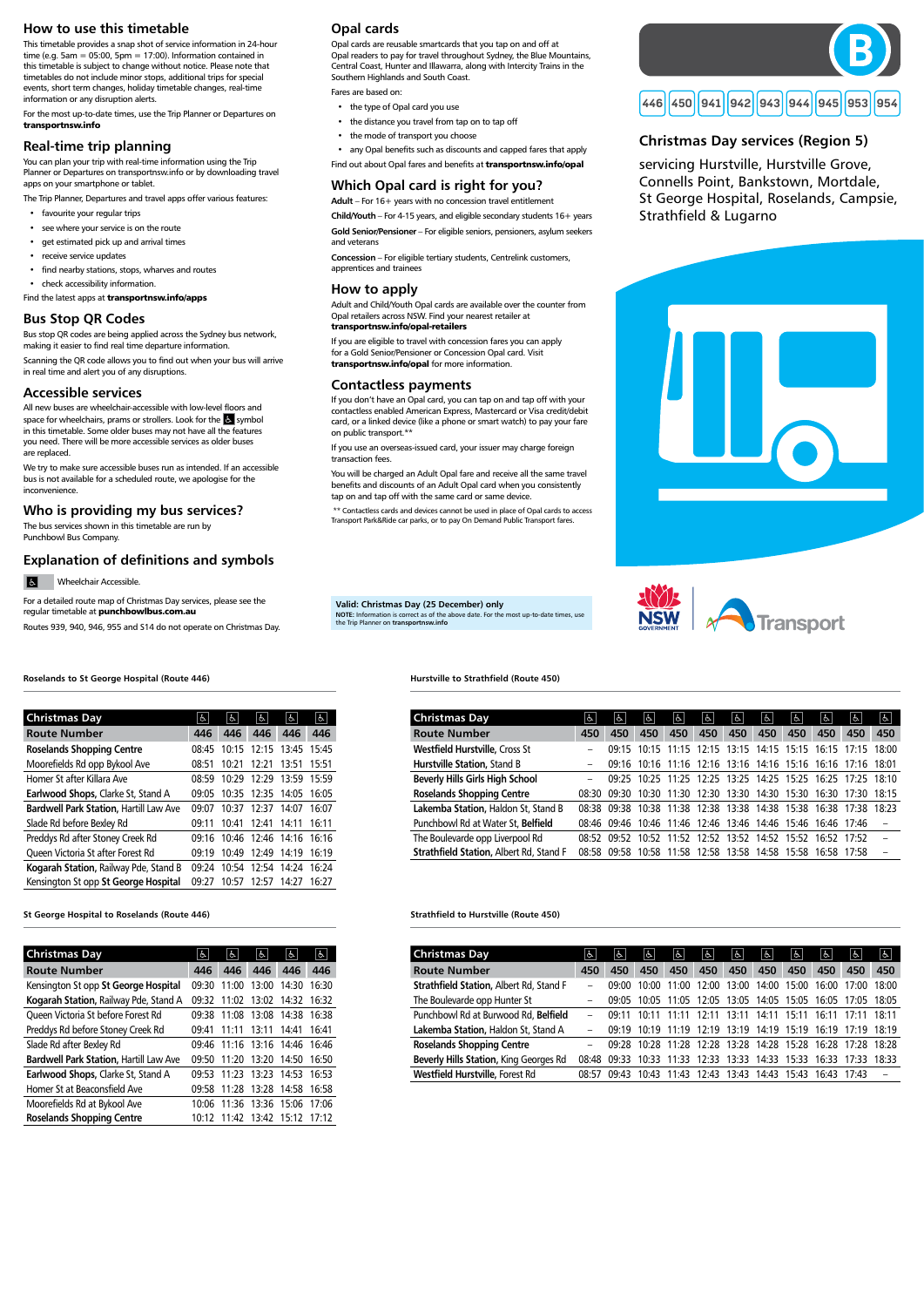## How to use this timetable

This timetable provides a snap shot of service information in 24-hour time (e.g. 5am = 05:00, 5pm = 17:00). Information contained in this timetable is subject to change without notice. Please note that timetables do not include minor stops, additional trips for special events, short term changes, holiday timetable changes, real-time information or any disruption alerts.

For the most up-to-date times, use the Trip Planner or Departures on **transportnsw.info**

## Real-time trip planning

You can plan your trip with real-time information using the Trip Planner or Departures on transportnsw.info or by downloading travel apps on your smartphone or tablet.

The Trip Planner, Departures and travel apps offer various features:

- favourite your regular trips
- see where your service is on the route
- get estimated pick up and arrival times
- receive service updates
- find nearby stations, stops, wharves and routes
- check accessibility information.

Find the latest apps at **transportnsw.info/apps**

## Bus Stop QR Codes

Bus stop QR codes are being applied across the Sydney bus network, making it easier to find real time departure information.

Scanning the QR code allows you to find out when your bus will arrive in real time and alert you of any disruptions.

## Accessible services

All new buses are wheelchair-accessible with low-level floors and space for wheelchairs, prams or strollers. Look for the ♿ symbol in this timetable. Some older buses may not have all the features you need. There will be more accessible services as older buses are replaced.

We try to make sure accessible buses run as intended. If an accessible bus is not available for a scheduled route, we apologise for the inconvenience.

## Who is providing my bus services?

The bus services shown in this timetable are run by Punchbowl Bus Company.

## Explanation of definitions and symbols

♿ Wheelchair Accessible.

For a detailed route map of Christmas Day services, please see the regular timetable at **punchbowlbus.com.au**

Routes 939, 940, 946, 955 and S14 do not operate on Christmas Day.

## Opal cards

Opal cards are reusable smartcards that you tap on and off at Opal readers to pay for travel throughout Sydney, the Blue Mountains, Central Coast, Hunter and Illawarra, along with Intercity Trains in the Southern Highlands and South Coast.

Fares are based on:

- the type of Opal card you use
- the distance you travel from tap on to tap off
- the mode of transport you choose
- any Opal benefits such as discounts and capped fares that apply

Find out about Opal fares and benefits at **transportnsw.info/opal**

## Which Opal card is right for you?

**Adult** – For 16+ years with no concession travel entitlement

**Child/Youth** – For 4-15 years, and eligible secondary students 16+ years

**Gold Senior/Pensioner** – For eligible seniors, pensioners, asylum seekers and veterans

**Concession** – For eligible tertiary students, Centrelink customers, apprentices and trainees

## How to apply

Adult and Child/Youth Opal cards are available over the counter from Opal retailers across NSW. Find your nearest retailer at **transportnsw.info/opal-retailers**

If you are eligible to travel with concession fares you can apply for a Gold Senior/Pensioner or Concession Opal card. Visit **transportnsw.info/opal** for more information.

## Contactless payments

If you don't have an Opal card, you can tap on and tap off with your contactless enabled American Express, Mastercard or Visa credit/debit card, or a linked device (like a phone or smart watch) to pay your fare on public transport.**

If you use an overseas-issued card, your issuer may charge foreign transaction fees.

You will be charged an Adult Opal fare and receive all the same travel benefits and discounts of an Adult Opal card when you consistently tap on and tap off with the same card or same device.

** Contactless cards and devices cannot be used in place of Opal cards to access Transport Park&Ride car parks, or to pay On Demand Public Transport fares.

**Valid: Christmas Day (25 December) only**
**NOTE:** Information is correct as of the above date. For the most up-to-date times, use the Trip Planner on **transportnsw.info**

# B

446 450 941 942 943 944 945 953 954

## Christmas Day services (Region 5)

servicing Hurstville, Hurstville Grove, Connells Point, Bankstown, Mortdale, St George Hospital, Roselands, Campsie, Strathfield & Lugarno

NSW Government Transport

### Roselands to St George Hospital (Route 446)

| Christmas Day | ♿ | ♿ | ♿ | ♿ | ♿ |
|---|---|---|---|---|---|
| **Route Number** | **446** | **446** | **446** | **446** | **446** |
| **Roselands Shopping Centre** | 08:45 | 10:15 | 12:15 | 13:45 | 15:45 |
| Moorefields Rd opp Bykool Ave | 08:51 | 10:21 | 12:21 | 13:51 | 15:51 |
| Homer St after Killara Ave | 08:59 | 10:29 | 12:29 | 13:59 | 15:59 |
| **Earlwood Shops**, Clarke St, Stand A | 09:05 | 10:35 | 12:35 | 14:05 | 16:05 |
| **Bardwell Park Station**, Hartill Law Ave | 09:07 | 10:37 | 12:37 | 14:07 | 16:07 |
| Slade Rd before Bexley Rd | 09:11 | 10:41 | 12:41 | 14:11 | 16:11 |
| Preddys Rd after Stoney Creek Rd | 09:16 | 10:46 | 12:46 | 14:16 | 16:16 |
| Queen Victoria St after Forest Rd | 09:19 | 10:49 | 12:49 | 14:19 | 16:19 |
| **Kogarah Station**, Railway Pde, Stand B | 09:24 | 10:54 | 12:54 | 14:24 | 16:24 |
| Kensington St opp **St George Hospital** | 09:27 | 10:57 | 12:57 | 14:27 | 16:27 |

### St George Hospital to Roselands (Route 446)

| Christmas Day | ♿ | ♿ | ♿ | ♿ | ♿ |
|---|---|---|---|---|---|
| **Route Number** | **446** | **446** | **446** | **446** | **446** |
| Kensington St opp **St George Hospital** | 09:30 | 11:00 | 13:00 | 14:30 | 16:30 |
| **Kogarah Station**, Railway Pde, Stand A | 09:32 | 11:02 | 13:02 | 14:32 | 16:32 |
| Queen Victoria St before Forest Rd | 09:38 | 11:08 | 13:08 | 14:38 | 16:38 |
| Preddys Rd before Stoney Creek Rd | 09:41 | 11:11 | 13:11 | 14:41 | 16:41 |
| Slade Rd after Bexley Rd | 09:46 | 11:16 | 13:16 | 14:46 | 16:46 |
| **Bardwell Park Station**, Hartill Law Ave | 09:50 | 11:20 | 13:20 | 14:50 | 16:50 |
| **Earlwood Shops**, Clarke St, Stand A | 09:53 | 11:23 | 13:23 | 14:53 | 16:53 |
| Homer St at Beaconsfield Ave | 09:58 | 11:28 | 13:28 | 14:58 | 16:58 |
| Moorefields Rd at Bykool Ave | 10:06 | 11:36 | 13:36 | 15:06 | 17:06 |
| **Roselands Shopping Centre** | 10:12 | 11:42 | 13:42 | 15:12 | 17:12 |

### Hurstville to Strathfield (Route 450)

| Christmas Day | ♿ | ♿ | ♿ | ♿ | ♿ | ♿ | ♿ | ♿ | ♿ | ♿ | ♿ |
|---|---|---|---|---|---|---|---|---|---|---|---|
| **Route Number** | **450** | **450** | **450** | **450** | **450** | **450** | **450** | **450** | **450** | **450** | **450** |
| **Westfield Hurstville**, Cross St | – | 09:15 | 10:15 | 11:15 | 12:15 | 13:15 | 14:15 | 15:15 | 16:15 | 17:15 | 18:00 |
| **Hurstville Station**, Stand B | – | 09:16 | 10:16 | 11:16 | 12:16 | 13:16 | 14:16 | 15:16 | 16:16 | 17:16 | 18:01 |
| **Beverly Hills Girls High School** | – | 09:25 | 10:25 | 11:25 | 12:25 | 13:25 | 14:25 | 15:25 | 16:25 | 17:25 | 18:10 |
| **Roselands Shopping Centre** | 08:30 | 09:30 | 10:30 | 11:30 | 12:30 | 13:30 | 14:30 | 15:30 | 16:30 | 17:30 | 18:15 |
| **Lakemba Station**, Haldon St, Stand B | 08:38 | 09:38 | 10:38 | 11:38 | 12:38 | 13:38 | 14:38 | 15:38 | 16:38 | 17:38 | 18:23 |
| Punchbowl Rd at Water St, **Belfield** | 08:46 | 09:46 | 10:46 | 11:46 | 12:46 | 13:46 | 14:46 | 15:46 | 16:46 | 17:46 | – |
| The Boulevarde opp Liverpool Rd | 08:52 | 09:52 | 10:52 | 11:52 | 12:52 | 13:52 | 14:52 | 15:52 | 16:52 | 17:52 | – |
| **Strathfield Station**, Albert Rd, Stand F | 08:58 | 09:58 | 10:58 | 11:58 | 12:58 | 13:58 | 14:58 | 15:58 | 16:58 | 17:58 | – |

### Strathfield to Hurstville (Route 450)

| Christmas Day | ♿ | ♿ | ♿ | ♿ | ♿ | ♿ | ♿ | ♿ | ♿ | ♿ | ♿ |
|---|---|---|---|---|---|---|---|---|---|---|---|
| **Route Number** | **450** | **450** | **450** | **450** | **450** | **450** | **450** | **450** | **450** | **450** | **450** |
| **Strathfield Station**, Albert Rd, Stand F | – | 09:00 | 10:00 | 11:00 | 12:00 | 13:00 | 14:00 | 15:00 | 16:00 | 17:00 | 18:00 |
| The Boulevarde opp Hunter St | – | 09:05 | 10:05 | 11:05 | 12:05 | 13:05 | 14:05 | 15:05 | 16:05 | 17:05 | 18:05 |
| Punchbowl Rd at Burwood Rd, **Belfield** | – | 09:11 | 10:11 | 11:11 | 12:11 | 13:11 | 14:11 | 15:11 | 16:11 | 17:11 | 18:11 |
| **Lakemba Station**, Haldon St, Stand A | – | 09:19 | 10:19 | 11:19 | 12:19 | 13:19 | 14:19 | 15:19 | 16:19 | 17:19 | 18:19 |
| **Roselands Shopping Centre** | – | 09:28 | 10:28 | 11:28 | 12:28 | 13:28 | 14:28 | 15:28 | 16:28 | 17:28 | 18:28 |
| **Beverly Hills Station**, King Georges Rd | 08:48 | 09:33 | 10:33 | 11:33 | 12:33 | 13:33 | 14:33 | 15:33 | 16:33 | 17:33 | 18:33 |
| **Westfield Hurstville**, Forest Rd | 08:57 | 09:43 | 10:43 | 11:43 | 12:43 | 13:43 | 14:43 | 15:43 | 16:43 | 17:43 | – |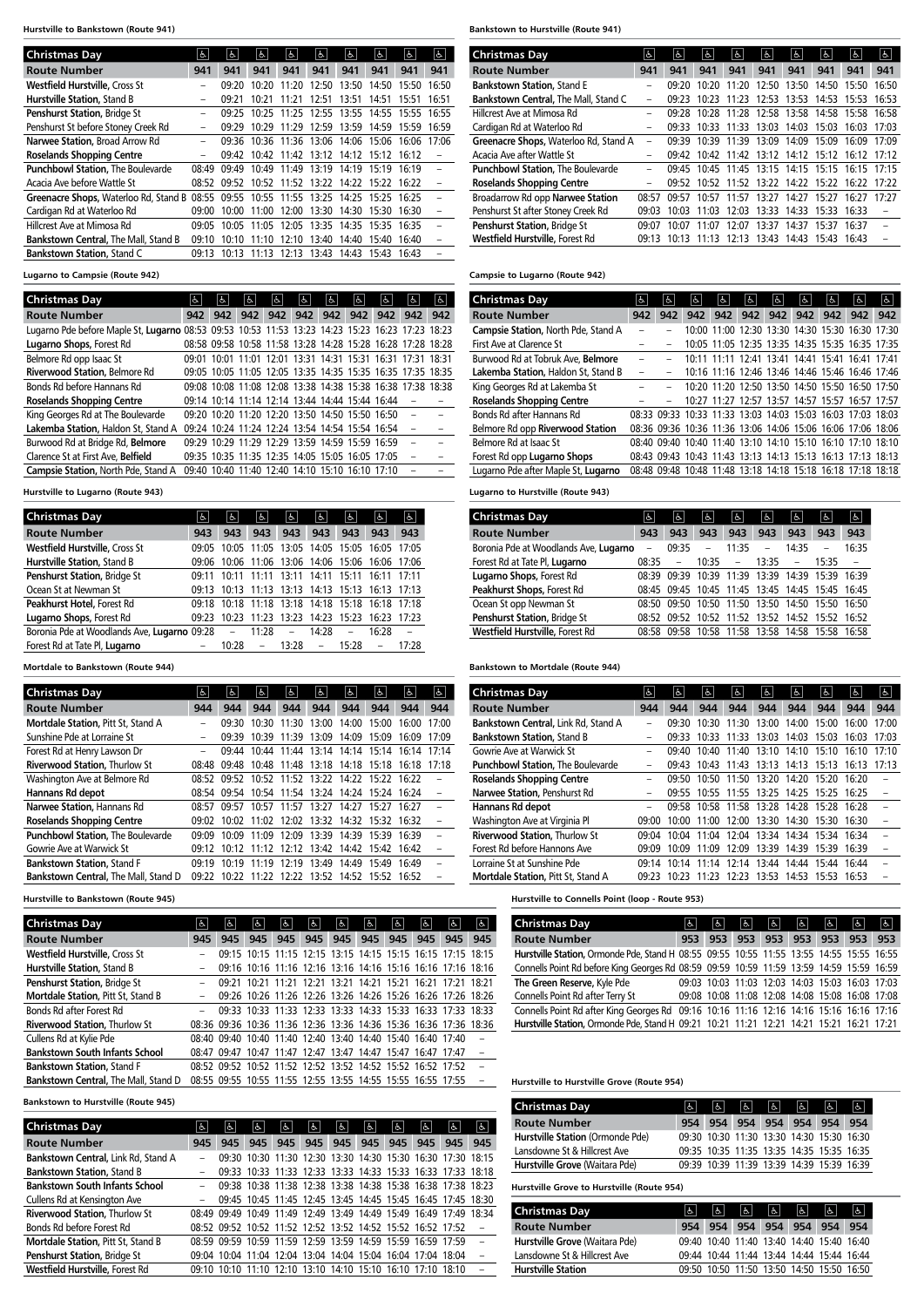### Hurstville to Bankstown (Route 941)

| Christmas Day | ♿ | ♿ | ♿ | ♿ | ♿ | ♿ | ♿ | ♿ | ♿ |
|---|---|---|---|---|---|---|---|---|---|
| **Route Number** | **941** | **941** | **941** | **941** | **941** | **941** | **941** | **941** | **941** |
| **Westfield Hurstville**, Cross St | – | 09:20 | 10:20 | 11:20 | 12:50 | 13:50 | 14:50 | 15:50 | 16:50 |
| **Hurstville Station**, Stand B | – | 09:21 | 10:21 | 11:21 | 12:51 | 13:51 | 14:51 | 15:51 | 16:51 |
| **Penshurst Station**, Bridge St | – | 09:25 | 10:25 | 11:25 | 12:55 | 13:55 | 14:55 | 15:55 | 16:55 |
| Penshurst St before Stoney Creek Rd | – | 09:29 | 10:29 | 11:29 | 12:59 | 13:59 | 14:59 | 15:59 | 16:59 |
| **Narwee Station**, Broad Arrow Rd | – | 09:36 | 10:36 | 11:36 | 13:06 | 14:06 | 15:06 | 16:06 | 17:06 |
| **Roselands Shopping Centre** | – | 09:42 | 10:42 | 11:42 | 13:12 | 14:12 | 15:12 | 16:12 | – |
| **Punchbowl Station**, The Boulevarde | 08:49 | 09:49 | 10:49 | 11:49 | 13:19 | 14:19 | 15:19 | 16:19 | – |
| Acacia Ave before Wattle St | 08:52 | 09:52 | 10:52 | 11:52 | 13:22 | 14:22 | 15:22 | 16:22 | – |
| **Greenacre Shops**, Waterloo Rd, Stand B | 08:55 | 09:55 | 10:55 | 11:55 | 13:25 | 14:25 | 15:25 | 16:25 | – |
| Cardigan Rd at Waterloo Rd | 09:00 | 10:00 | 11:00 | 12:00 | 13:30 | 14:30 | 15:30 | 16:30 | – |
| Hillcrest Ave at Mimosa Rd | 09:05 | 10:05 | 11:05 | 12:05 | 13:35 | 14:35 | 15:35 | 16:35 | – |
| **Bankstown Central**, The Mall, Stand B | 09:10 | 10:10 | 11:10 | 12:10 | 13:40 | 14:40 | 15:40 | 16:40 | – |
| **Bankstown Station**, Stand C | 09:13 | 10:13 | 11:13 | 12:13 | 13:43 | 14:43 | 15:43 | 16:43 | – |

### Bankstown to Hurstville (Route 941)

| Christmas Day | ♿ | ♿ | ♿ | ♿ | ♿ | ♿ | ♿ | ♿ | ♿ |
|---|---|---|---|---|---|---|---|---|---|
| **Route Number** | **941** | **941** | **941** | **941** | **941** | **941** | **941** | **941** | **941** |
| **Bankstown Station**, Stand E | – | 09:20 | 10:20 | 11:20 | 12:50 | 13:50 | 14:50 | 15:50 | 16:50 |
| **Bankstown Central**, The Mall, Stand C | – | 09:23 | 10:23 | 11:23 | 12:53 | 13:53 | 14:53 | 15:53 | 16:53 |
| Hillcrest Ave at Mimosa Rd | – | 09:28 | 10:28 | 11:28 | 12:58 | 13:58 | 14:58 | 15:58 | 16:58 |
| Cardigan Rd at Waterloo Rd | – | 09:33 | 10:33 | 11:33 | 13:03 | 14:03 | 15:03 | 16:03 | 17:03 |
| **Greenacre Shops**, Waterloo Rd, Stand A | – | 09:39 | 10:39 | 11:39 | 13:09 | 14:09 | 15:09 | 16:09 | 17:09 |
| Acacia Ave after Wattle St | – | 09:42 | 10:42 | 11:42 | 13:12 | 14:12 | 15:12 | 16:12 | 17:12 |
| **Punchbowl Station**, The Boulevarde | – | 09:45 | 10:45 | 11:45 | 13:15 | 14:15 | 15:15 | 16:15 | 17:15 |
| **Roselands Shopping Centre** | – | 09:52 | 10:52 | 11:52 | 13:22 | 14:22 | 15:22 | 16:22 | 17:22 |
| Broadarrow Rd opp **Narwee Station** | 08:57 | 09:57 | 10:57 | 11:57 | 13:27 | 14:27 | 15:27 | 16:27 | 17:27 |
| Penshurst St after Stoney Creek Rd | 09:03 | 10:03 | 11:03 | 12:03 | 13:33 | 14:33 | 15:33 | 16:33 | – |
| **Penshurst Station**, Bridge St | 09:07 | 10:07 | 11:07 | 12:07 | 13:37 | 14:37 | 15:37 | 16:37 | – |
| **Westfield Hurstville**, Forest Rd | 09:13 | 10:13 | 11:13 | 12:13 | 13:43 | 14:43 | 15:43 | 16:43 | – |

### Lugarno to Campsie (Route 942)

| Christmas Day | ♿ | ♿ | ♿ | ♿ | ♿ | ♿ | ♿ | ♿ | ♿ | ♿ |
|---|---|---|---|---|---|---|---|---|---|---|
| **Route Number** | **942** | **942** | **942** | **942** | **942** | **942** | **942** | **942** | **942** | **942** |
| Lugarno Pde before Maple St, **Lugarno** | 08:53 | 09:53 | 10:53 | 11:53 | 13:23 | 14:23 | 15:23 | 16:23 | 17:23 | 18:23 |
| **Lugarno Shops**, Forest Rd | 08:58 | 09:58 | 10:58 | 11:58 | 13:28 | 14:28 | 15:28 | 16:28 | 17:28 | 18:28 |
| Belmore Rd opp Isaac St | 09:01 | 10:01 | 11:01 | 12:01 | 13:31 | 14:31 | 15:31 | 16:31 | 17:31 | 18:31 |
| **Riverwood Station**, Belmore Rd | 09:05 | 10:05 | 11:05 | 12:05 | 13:35 | 14:35 | 15:35 | 16:35 | 17:35 | 18:35 |
| Bonds Rd before Hannans Rd | 09:08 | 10:08 | 11:08 | 12:08 | 13:38 | 14:38 | 15:38 | 16:38 | 17:38 | 18:38 |
| **Roselands Shopping Centre** | 09:14 | 10:14 | 11:14 | 12:14 | 13:44 | 14:44 | 15:44 | 16:44 | – | – |
| King Georges Rd at The Boulevarde | 09:20 | 10:20 | 11:20 | 12:20 | 13:50 | 14:50 | 15:50 | 16:50 | – | – |
| **Lakemba Station**, Haldon St, Stand A | 09:24 | 10:24 | 11:24 | 12:24 | 13:54 | 14:54 | 15:54 | 16:54 | – | – |
| Burwood Rd at Bridge Rd, **Belmore** | 09:29 | 10:29 | 11:29 | 12:29 | 13:59 | 14:59 | 15:59 | 16:59 | – | – |
| Clarence St at First Ave, **Belfield** | 09:35 | 10:35 | 11:35 | 12:35 | 14:05 | 15:05 | 16:05 | 17:05 | – | – |
| **Campsie Station**, North Pde, Stand A | 09:40 | 10:40 | 11:40 | 12:40 | 14:10 | 15:10 | 16:10 | 17:10 | – | – |

### Campsie to Lugarno (Route 942)

| Christmas Day | ♿ | ♿ | ♿ | ♿ | ♿ | ♿ | ♿ | ♿ | ♿ | ♿ |
|---|---|---|---|---|---|---|---|---|---|---|
| **Route Number** | **942** | **942** | **942** | **942** | **942** | **942** | **942** | **942** | **942** | **942** |
| **Campsie Station**, North Pde, Stand A | – | – | 10:00 | 11:00 | 12:30 | 13:30 | 14:30 | 15:30 | 16:30 | 17:30 |
| First Ave at Clarence St | – | – | 10:05 | 11:05 | 12:35 | 13:35 | 14:35 | 15:35 | 16:35 | 17:35 |
| Burwood Rd at Tobruk Ave, **Belmore** | – | – | 10:11 | 11:11 | 12:41 | 13:41 | 14:41 | 15:41 | 16:41 | 17:41 |
| **Lakemba Station**, Haldon St, Stand B | – | – | 10:16 | 11:16 | 12:46 | 13:46 | 14:46 | 15:46 | 16:46 | 17:46 |
| King Georges Rd at Lakemba St | – | – | 10:20 | 11:20 | 12:50 | 13:50 | 14:50 | 15:50 | 16:50 | 17:50 |
| **Roselands Shopping Centre** | – | – | 10:27 | 11:27 | 12:57 | 13:57 | 14:57 | 15:57 | 16:57 | 17:57 |
| Bonds Rd after Hannans Rd | 08:33 | 09:33 | 10:33 | 11:33 | 13:03 | 14:03 | 15:03 | 16:03 | 17:03 | 18:03 |
| Belmore Rd opp **Riverwood Station** | 08:36 | 09:36 | 10:36 | 11:36 | 13:06 | 14:06 | 15:06 | 16:06 | 17:06 | 18:06 |
| Belmore Rd at Isaac St | 08:40 | 09:40 | 10:40 | 11:40 | 13:10 | 14:10 | 15:10 | 16:10 | 17:10 | 18:10 |
| Forest Rd opp **Lugarno Shops** | 08:43 | 09:43 | 10:43 | 11:43 | 13:13 | 14:13 | 15:13 | 16:13 | 17:13 | 18:13 |
| Lugarno Pde after Maple St, **Lugarno** | 08:48 | 09:48 | 10:48 | 11:48 | 13:18 | 14:18 | 15:18 | 16:18 | 17:18 | 18:18 |

### Hurstville to Lugarno (Route 943)

| Christmas Day | ♿ | ♿ | ♿ | ♿ | ♿ | ♿ | ♿ | ♿ |
|---|---|---|---|---|---|---|---|---|
| **Route Number** | **943** | **943** | **943** | **943** | **943** | **943** | **943** | **943** |
| **Westfield Hurstville**, Cross St | 09:05 | 10:05 | 11:05 | 13:05 | 14:05 | 15:05 | 16:05 | 17:05 |
| **Hurstville Station**, Stand B | 09:06 | 10:06 | 11:06 | 13:06 | 14:06 | 15:06 | 16:06 | 17:06 |
| **Penshurst Station**, Bridge St | 09:11 | 10:11 | 11:11 | 13:11 | 14:11 | 15:11 | 16:11 | 17:11 |
| Ocean St at Newman St | 09:13 | 10:13 | 11:13 | 13:13 | 14:13 | 15:13 | 16:13 | 17:13 |
| **Peakhurst Hotel**, Forest Rd | 09:18 | 10:18 | 11:18 | 13:18 | 14:18 | 15:18 | 16:18 | 17:18 |
| **Lugarno Shops**, Forest Rd | 09:23 | 10:23 | 11:23 | 13:23 | 14:23 | 15:23 | 16:23 | 17:23 |
| Boronia Pde at Woodlands Ave, **Lugarno** | 09:28 | – | 11:28 | – | 14:28 | – | 16:28 | – |
| Forest Rd at Tate Pl, **Lugarno** | – | 10:28 | – | 13:28 | – | 15:28 | – | 17:28 |

### Lugarno to Hurstville (Route 943)

| Christmas Day | ♿ | ♿ | ♿ | ♿ | ♿ | ♿ | ♿ | ♿ |
|---|---|---|---|---|---|---|---|---|
| **Route Number** | **943** | **943** | **943** | **943** | **943** | **943** | **943** | **943** |
| Boronia Pde at Woodlands Ave, **Lugarno** | – | 09:35 | – | 11:35 | – | 14:35 | – | 16:35 |
| Forest Rd at Tate Pl, **Lugarno** | 08:35 | – | 10:35 | – | 13:35 | – | 15:35 | – |
| **Lugarno Shops**, Forest Rd | 08:39 | 09:39 | 10:39 | 11:39 | 13:39 | 14:39 | 15:39 | 16:39 |
| **Peakhurst Shops**, Forest Rd | 08:45 | 09:45 | 10:45 | 11:45 | 13:45 | 14:45 | 15:45 | 16:45 |
| Ocean St opp Newman St | 08:50 | 09:50 | 10:50 | 11:50 | 13:50 | 14:50 | 15:50 | 16:50 |
| **Penshurst Station**, Bridge St | 08:52 | 09:52 | 10:52 | 11:52 | 13:52 | 14:52 | 15:52 | 16:52 |
| **Westfield Hurstville**, Forest Rd | 08:58 | 09:58 | 10:58 | 11:58 | 13:58 | 14:58 | 15:58 | 16:58 |

### Mortdale to Bankstown (Route 944)

| Christmas Day | ♿ | ♿ | ♿ | ♿ | ♿ | ♿ | ♿ | ♿ | ♿ |
|---|---|---|---|---|---|---|---|---|---|
| **Route Number** | **944** | **944** | **944** | **944** | **944** | **944** | **944** | **944** | **944** |
| **Mortdale Station**, Pitt St, Stand A | – | 09:30 | 10:30 | 11:30 | 13:00 | 14:00 | 15:00 | 16:00 | 17:00 |
| Sunshine Pde at Lorraine St | – | 09:39 | 10:39 | 11:39 | 13:09 | 14:09 | 15:09 | 16:09 | 17:09 |
| Forest Rd at Henry Lawson Dr | – | 09:44 | 10:44 | 11:44 | 13:14 | 14:14 | 15:14 | 16:14 | 17:14 |
| **Riverwood Station**, Thurlow St | 08:48 | 09:48 | 10:48 | 11:48 | 13:18 | 14:18 | 15:18 | 16:18 | 17:18 |
| Washington Ave at Belmore Rd | 08:52 | 09:52 | 10:52 | 11:52 | 13:22 | 14:22 | 15:22 | 16:22 | – |
| **Hannans Rd depot** | 08:54 | 09:54 | 10:54 | 11:54 | 13:24 | 14:24 | 15:24 | 16:24 | – |
| **Narwee Station**, Hannans Rd | 08:57 | 09:57 | 10:57 | 11:57 | 13:27 | 14:27 | 15:27 | 16:27 | – |
| **Roselands Shopping Centre** | 09:02 | 10:02 | 11:02 | 12:02 | 13:32 | 14:32 | 15:32 | 16:32 | – |
| **Punchbowl Station**, The Boulevarde | 09:09 | 10:09 | 11:09 | 12:09 | 13:39 | 14:39 | 15:39 | 16:39 | – |
| Gowrie Ave at Warwick St | 09:12 | 10:12 | 11:12 | 12:12 | 13:42 | 14:42 | 15:42 | 16:42 | – |
| **Bankstown Station**, Stand F | 09:19 | 10:19 | 11:19 | 12:19 | 13:49 | 14:49 | 15:49 | 16:49 | – |
| **Bankstown Central**, The Mall, Stand D | 09:22 | 10:22 | 11:22 | 12:22 | 13:52 | 14:52 | 15:52 | 16:52 | – |

### Bankstown to Mortdale (Route 944)

| Christmas Day | ♿ | ♿ | ♿ | ♿ | ♿ | ♿ | ♿ | ♿ | ♿ |
|---|---|---|---|---|---|---|---|---|---|
| **Route Number** | **944** | **944** | **944** | **944** | **944** | **944** | **944** | **944** | **944** |
| **Bankstown Central**, Link Rd, Stand A | – | 09:30 | 10:30 | 11:30 | 13:00 | 14:00 | 15:00 | 16:00 | 17:00 |
| **Bankstown Station**, Stand B | – | 09:33 | 10:33 | 11:33 | 13:03 | 14:03 | 15:03 | 16:03 | 17:03 |
| Gowrie Ave at Warwick St | – | 09:40 | 10:40 | 11:40 | 13:10 | 14:10 | 15:10 | 16:10 | 17:10 |
| **Punchbowl Station**, The Boulevarde | – | 09:43 | 10:43 | 11:43 | 13:13 | 14:13 | 15:13 | 16:13 | 17:13 |
| **Roselands Shopping Centre** | – | 09:50 | 10:50 | 11:50 | 13:20 | 14:20 | 15:20 | 16:20 | – |
| **Narwee Station**, Penshurst Rd | – | 09:55 | 10:55 | 11:55 | 13:25 | 14:25 | 15:25 | 16:25 | – |
| **Hannans Rd depot** | – | 09:58 | 10:58 | 11:58 | 13:28 | 14:28 | 15:28 | 16:28 | – |
| Washington Ave at Virginia Pl | 09:00 | 10:00 | 11:00 | 12:00 | 13:30 | 14:30 | 15:30 | 16:30 | – |
| **Riverwood Station**, Thurlow St | 09:04 | 10:04 | 11:04 | 12:04 | 13:34 | 14:34 | 15:34 | 16:34 | – |
| Forest Rd before Hannons Ave | 09:09 | 10:09 | 11:09 | 12:09 | 13:39 | 14:39 | 15:39 | 16:39 | – |
| Lorraine St at Sunshine Pde | 09:14 | 10:14 | 11:14 | 12:14 | 13:44 | 14:44 | 15:44 | 16:44 | – |
| **Mortdale Station**, Pitt St, Stand A | 09:23 | 10:23 | 11:23 | 12:23 | 13:53 | 14:53 | 15:53 | 16:53 | – |

### Hurstville to Bankstown (Route 945)

| Christmas Day | ♿ | ♿ | ♿ | ♿ | ♿ | ♿ | ♿ | ♿ | ♿ | ♿ | ♿ |
|---|---|---|---|---|---|---|---|---|---|---|---|
| **Route Number** | **945** | **945** | **945** | **945** | **945** | **945** | **945** | **945** | **945** | **945** | **945** |
| **Westfield Hurstville**, Cross St | – | 09:15 | 10:15 | 11:15 | 12:15 | 13:15 | 14:15 | 15:15 | 16:15 | 17:15 | 18:15 |
| **Hurstville Station**, Stand B | – | 09:16 | 10:16 | 11:16 | 12:16 | 13:16 | 14:16 | 15:16 | 16:16 | 17:16 | 18:16 |
| **Penshurst Station**, Bridge St | – | 09:21 | 10:21 | 11:21 | 12:21 | 13:21 | 14:21 | 15:21 | 16:21 | 17:21 | 18:21 |
| **Mortdale Station**, Pitt St, Stand B | – | 09:26 | 10:26 | 11:26 | 12:26 | 13:26 | 14:26 | 15:26 | 16:26 | 17:26 | 18:26 |
| Bonds Rd after Forest Rd | – | 09:33 | 10:33 | 11:33 | 12:33 | 13:33 | 14:33 | 15:33 | 16:33 | 17:33 | 18:33 |
| **Riverwood Station**, Thurlow St | 08:36 | 09:36 | 10:36 | 11:36 | 12:36 | 13:36 | 14:36 | 15:36 | 16:36 | 17:36 | 18:36 |
| Cullens Rd at Kylie Pde | 08:40 | 09:40 | 10:40 | 11:40 | 12:40 | 13:40 | 14:40 | 15:40 | 16:40 | 17:40 | – |
| **Bankstown South Infants School** | 08:47 | 09:47 | 10:47 | 11:47 | 12:47 | 13:47 | 14:47 | 15:47 | 16:47 | 17:47 | – |
| **Bankstown Station**, Stand F | 08:52 | 09:52 | 10:52 | 11:52 | 12:52 | 13:52 | 14:52 | 15:52 | 16:52 | 17:52 | – |
| **Bankstown Central**, The Mall, Stand D | 08:55 | 09:55 | 10:55 | 11:55 | 12:55 | 13:55 | 14:55 | 15:55 | 16:55 | 17:55 | – |

### Bankstown to Hurstville (Route 945)

| Christmas Day | ♿ | ♿ | ♿ | ♿ | ♿ | ♿ | ♿ | ♿ | ♿ | ♿ | ♿ |
|---|---|---|---|---|---|---|---|---|---|---|---|
| **Route Number** | **945** | **945** | **945** | **945** | **945** | **945** | **945** | **945** | **945** | **945** | **945** |
| **Bankstown Central**, Link Rd, Stand A | – | 09:30 | 10:30 | 11:30 | 12:30 | 13:30 | 14:30 | 15:30 | 16:30 | 17:30 | 18:15 |
| **Bankstown Station**, Stand B | – | 09:33 | 10:33 | 11:33 | 12:33 | 13:33 | 14:33 | 15:33 | 16:33 | 17:33 | 18:18 |
| **Bankstown South Infants School** | – | 09:38 | 10:38 | 11:38 | 12:38 | 13:38 | 14:38 | 15:38 | 16:38 | 17:38 | 18:23 |
| Cullens Rd at Kensington Ave | – | 09:45 | 10:45 | 11:45 | 12:45 | 13:45 | 14:45 | 15:45 | 16:45 | 17:45 | 18:30 |
| **Riverwood Station**, Thurlow St | 08:49 | 09:49 | 10:49 | 11:49 | 12:49 | 13:49 | 14:49 | 15:49 | 16:49 | 17:49 | 18:34 |
| Bonds Rd before Forest Rd | 08:52 | 09:52 | 10:52 | 11:52 | 12:52 | 13:52 | 14:52 | 15:52 | 16:52 | 17:52 | – |
| **Mortdale Station**, Pitt St, Stand B | 08:59 | 09:59 | 10:59 | 11:59 | 12:59 | 13:59 | 14:59 | 15:59 | 16:59 | 17:59 | – |
| **Penshurst Station**, Bridge St | 09:04 | 10:04 | 11:04 | 12:04 | 13:04 | 14:04 | 15:04 | 16:04 | 17:04 | 18:04 | – |
| **Westfield Hurstville**, Forest Rd | 09:10 | 10:10 | 11:10 | 12:10 | 13:10 | 14:10 | 15:10 | 16:10 | 17:10 | 18:10 | – |

### Hurstville to Connells Point (loop - Route 953)

| Christmas Day | ♿ | ♿ | ♿ | ♿ | ♿ | ♿ | ♿ | ♿ |
|---|---|---|---|---|---|---|---|---|
| **Route Number** | **953** | **953** | **953** | **953** | **953** | **953** | **953** | **953** |
| **Hurstville Station**, Ormonde Pde, Stand H | 08:55 | 09:55 | 10:55 | 11:55 | 13:55 | 14:55 | 15:55 | 16:55 |
| Connells Point Rd before King Georges Rd | 08:59 | 09:59 | 10:59 | 11:59 | 13:59 | 14:59 | 15:59 | 16:59 |
| **The Green Reserve**, Kyle Pde | 09:03 | 10:03 | 11:03 | 12:03 | 14:03 | 15:03 | 16:03 | 17:03 |
| Connells Point Rd after Terry St | 09:08 | 10:08 | 11:08 | 12:08 | 14:08 | 15:08 | 16:08 | 17:08 |
| Connells Point Rd after King Georges Rd | 09:16 | 10:16 | 11:16 | 12:16 | 14:16 | 15:16 | 16:16 | 17:16 |
| **Hurstville Station**, Ormonde Pde, Stand H | 09:21 | 10:21 | 11:21 | 12:21 | 14:21 | 15:21 | 16:21 | 17:21 |

### Hurstville to Hurstville Grove (Route 954)

| Christmas Day | ♿ | ♿ | ♿ | ♿ | ♿ | ♿ | ♿ |
|---|---|---|---|---|---|---|---|
| **Route Number** | **954** | **954** | **954** | **954** | **954** | **954** | **954** |
| **Hurstville Station** (Ormonde Pde) | 09:30 | 10:30 | 11:30 | 13:30 | 14:30 | 15:30 | 16:30 |
| Lansdowne St & Hillcrest Ave | 09:35 | 10:35 | 11:35 | 13:35 | 14:35 | 15:35 | 16:35 |
| **Hurstville Grove** (Waitara Pde) | 09:39 | 10:39 | 11:39 | 13:39 | 14:39 | 15:39 | 16:39 |

### Hurstville Grove to Hurstville (Route 954)

| Christmas Day | ♿ | ♿ | ♿ | ♿ | ♿ | ♿ | ♿ |
|---|---|---|---|---|---|---|---|
| **Route Number** | **954** | **954** | **954** | **954** | **954** | **954** | **954** |
| **Hurstville Grove** (Waitara Pde) | 09:40 | 10:40 | 11:40 | 13:40 | 14:40 | 15:40 | 16:40 |
| Lansdowne St & Hillcrest Ave | 09:44 | 10:44 | 11:44 | 13:44 | 14:44 | 15:44 | 16:44 |
| **Hurstville Station** | 09:50 | 10:50 | 11:50 | 13:50 | 14:50 | 15:50 | 16:50 |